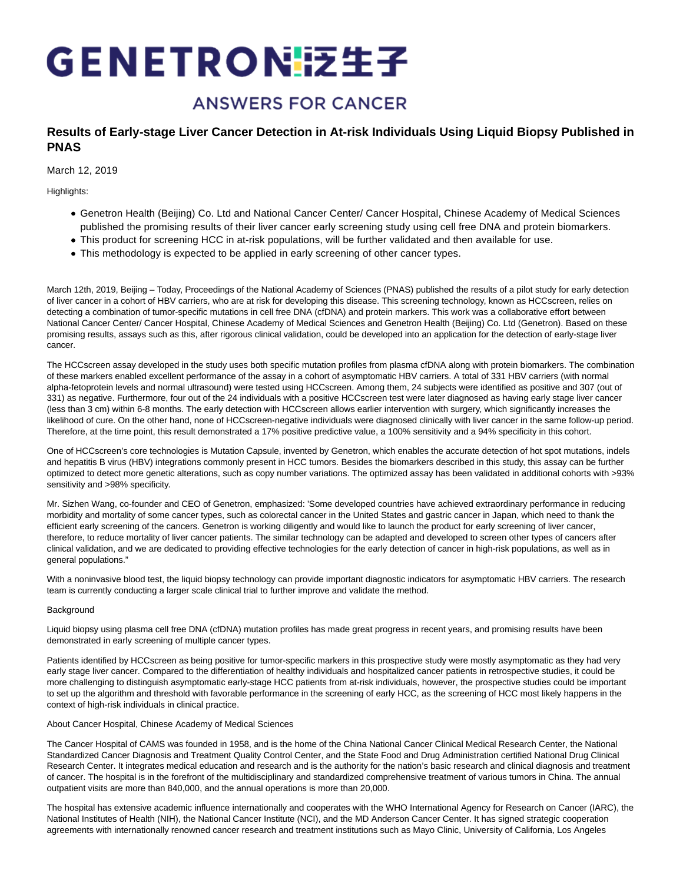# GENETRON 泛生子

ANSWERS FOR CANCER

## Results of Early-stage Liver Cancer Detection in At-risk Individuals Using Liquid Biopsy Published in PNAS

March 12, 2019

Highlights:

- Genetron Health (Beijing) Co. Ltd and National Cancer Center/ Cancer Hospital, Chinese Academy of Medical Sciences published the promising results of their liver cancer early screening study using cell free DNA and protein biomarkers.
- This product for screening HCC in at-risk populations, will be further validated and then available for use.
- This methodology is expected to be applied in early screening of other cancer types.

March 12th, 2019, Beijing – Today, Proceedings of the National Academy of Sciences (PNAS) published the results of a pilot study for early detection of liver cancer in a cohort of HBV carriers, who are at risk for developing this disease. This screening technology, known as HCCscreen, relies on detecting a combination of tumor-specific mutations in cell free DNA (cfDNA) and protein markers. This work was a collaborative effort between National Cancer Center/ Cancer Hospital, Chinese Academy of Medical Sciences and Genetron Health (Beijing) Co. Ltd (Genetron). Based on these promising results, assays such as this, after rigorous clinical validation, could be developed into an application for the detection of early-stage liver cancer.

The HCCscreen assay developed in the study uses both specific mutation profiles from plasma cfDNA along with protein biomarkers. The combination of these markers enabled excellent performance of the assay in a cohort of asymptomatic HBV carriers. A total of 331 HBV carriers (with normal alpha-fetoprotein levels and normal ultrasound) were tested using HCCscreen. Among them, 24 subjects were identified as positive and 307 (out of 331) as negative. Furthermore, four out of the 24 individuals with a positive HCCscreen test were later diagnosed as having early stage liver cancer (less than 3 cm) within 6-8 months. The early detection with HCCscreen allows earlier intervention with surgery, which significantly increases the likelihood of cure. On the other hand, none of HCCscreen-negative individuals were diagnosed clinically with liver cancer in the same follow-up period. Therefore, at the time point, this result demonstrated a 17% positive predictive value, a 100% sensitivity and a 94% specificity in this cohort.

One of HCCscreen's core technologies is Mutation Capsule, invented by Genetron, which enables the accurate detection of hot spot mutations, indels and hepatitis B virus (HBV) integrations commonly present in HCC tumors. Besides the biomarkers described in this study, this assay can be further optimized to detect more genetic alterations, such as copy number variations. The optimized assay has been validated in additional cohorts with >93% sensitivity and >98% specificity.

Mr. Sizhen Wang, co-founder and CEO of Genetron, emphasized: 'Some developed countries have achieved extraordinary performance in reducing morbidity and mortality of some cancer types, such as colorectal cancer in the United States and gastric cancer in Japan, which need to thank the efficient early screening of the cancers. Genetron is working diligently and would like to launch the product for early screening of liver cancer, therefore, to reduce mortality of liver cancer patients. The similar technology can be adapted and developed to screen other types of cancers after clinical validation, and we are dedicated to providing effective technologies for the early detection of cancer in high-risk populations, as well as in general populations."

With a noninvasive blood test, the liquid biopsy technology can provide important diagnostic indicators for asymptomatic HBV carriers. The research team is currently conducting a larger scale clinical trial to further improve and validate the method.

Background

Liquid biopsy using plasma cell free DNA (cfDNA) mutation profiles has made great progress in recent years, and promising results have been demonstrated in early screening of multiple cancer types.

Patients identified by HCCscreen as being positive for tumor-specific markers in this prospective study were mostly asymptomatic as they had very early stage liver cancer. Compared to the differentiation of healthy individuals and hospitalized cancer patients in retrospective studies, it could be more challenging to distinguish asymptomatic early-stage HCC patients from at-risk individuals, however, the prospective studies could be important to set up the algorithm and threshold with favorable performance in the screening of early HCC, as the screening of HCC most likely happens in the context of high-risk individuals in clinical practice.

About Cancer Hospital, Chinese Academy of Medical Sciences

The Cancer Hospital of CAMS was founded in 1958, and is the home of the China National Cancer Clinical Medical Research Center, the National Standardized Cancer Diagnosis and Treatment Quality Control Center, and the State Food and Drug Administration certified National Drug Clinical Research Center. It integrates medical education and research and is the authority for the nation's basic research and clinical diagnosis and treatment of cancer. The hospital is in the forefront of the multidisciplinary and standardized comprehensive treatment of various tumors in China. The annual outpatient visits are more than 840,000, and the annual operations is more than 20,000.

The hospital has extensive academic influence internationally and cooperates with the WHO International Agency for Research on Cancer (IARC), the National Institutes of Health (NIH), the National Cancer Institute (NCI), and the MD Anderson Cancer Center. It has signed strategic cooperation agreements with internationally renowned cancer research and treatment institutions such as Mayo Clinic, University of California, Los Angeles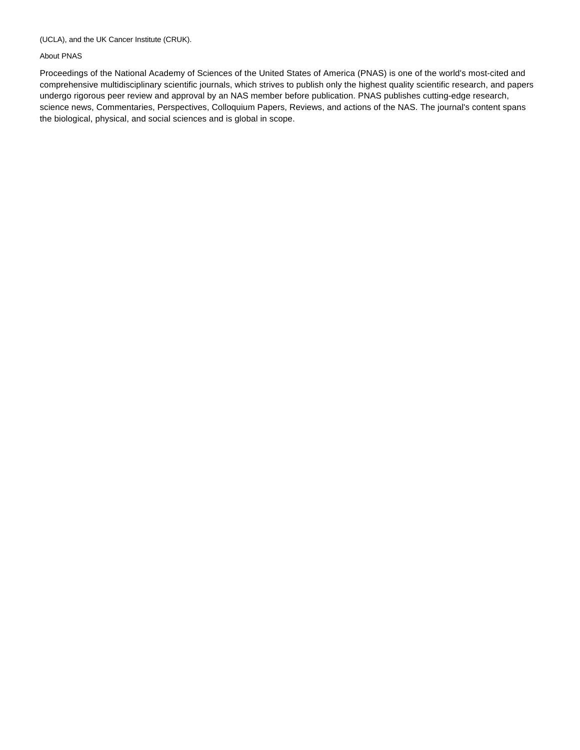(UCLA), and the UK Cancer Institute (CRUK).

About PNAS

Proceedings of the National Academy of Sciences of the United States of America (PNAS) is one of the world's most-cited and comprehensive multidisciplinary scientific journals, which strives to publish only the highest quality scientific research, and papers undergo rigorous peer review and approval by an NAS member before publication. PNAS publishes cutting-edge research, science news, Commentaries, Perspectives, Colloquium Papers, Reviews, and actions of the NAS. The journal's content spans the biological, physical, and social sciences and is global in scope.